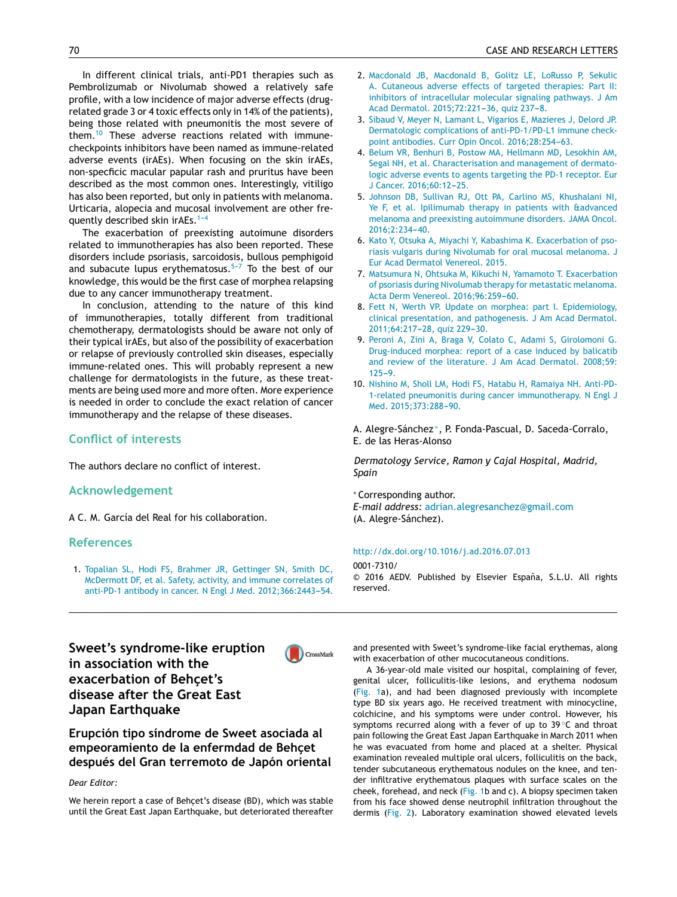In different clinical trials, anti-PD1 therapies such as Pembrolizumab or Nivolumab showed a relatively safe profile, with a low incidence of major adverse effects (drug-related grade 3 or 4 toxic effects only in 14% of the patients), being those related with pneumonitis the most severe of them.[10] These adverse reactions related with immune-checkpoints inhibitors have been named as immune-related adverse events (irAEs). When focusing on the skin irAEs, non-specficic macular papular rash and pruritus have been described as the most common ones. Interestingly, vitiligo has also been reported, but only in patients with melanoma. Urticaria, alopecia and mucosal involvement are other frequently described skin irAEs.[1-4]

The exacerbation of preexisting autoimune disorders related to immunotherapies has also been reported. These disorders include psoriasis, sarcoidosis, bullous pemphigoid and subacute lupus erythematosus.[5-7] To the best of our knowledge, this would be the first case of morphea relapsing due to any cancer immunotherapy treatment.

In conclusion, attending to the nature of this kind of immunotherapies, totally different from traditional chemotherapy, dermatologists should be aware not only of their typical irAEs, but also of the possibility of exacerbation or relapse of previously controlled skin diseases, especially immune-related ones. This will probably represent a new challenge for dermatologists in the future, as these treatments are being used more and more often. More experience is needed in order to conclude the exact relation of cancer immunotherapy and the relapse of these diseases.

## Conflict of interests

The authors declare no conflict of interest.

## Acknowledgement

A C. M. García del Real for his collaboration.

## References

1. Topalian SL, Hodi FS, Brahmer JR, Gettinger SN, Smith DC, McDermott DF, et al. Safety, activity, and immune correlates of anti-PD-1 antibody in cancer. N Engl J Med. 2012;366:2443–54.
2. Macdonald JB, Macdonald B, Golitz LE, LoRusso P, Sekulic A. Cutaneous adverse effects of targeted therapies: Part II: inhibitors of intracellular molecular signaling pathways. J Am Acad Dermatol. 2015;72:221–36, quiz 237–8.
3. Sibaud V, Meyer N, Lamant L, Vigarios E, Mazieres J, Delord JP. Dermatologic complications of anti-PD-1/PD-L1 immune checkpoint antibodies. Curr Opin Oncol. 2016;28:254–63.
4. Belum VR, Benhuri B, Postow MA, Hellmann MD, Lesokhin AM, Segal NH, et al. Characterisation and management of dermatologic adverse events to agents targeting the PD-1 receptor. Eur J Cancer. 2016;60:12–25.
5. Johnson DB, Sullivan RJ, Ott PA, Carlino MS, Khushalani NI, Ye F, et al. Ipilimumab therapy in patients with &advanced melanoma and preexisting autoimmune disorders. JAMA Oncol. 2016;2:234–40.
6. Kato Y, Otsuka A, Miyachi Y, Kabashima K. Exacerbation of psoriasis vulgaris during Nivolumab for oral mucosal melanoma. J Eur Acad Dermatol Venereol. 2015.
7. Matsumura N, Ohtsuka M, Kikuchi N, Yamamoto T. Exacerbation of psoriasis during Nivolumab therapy for metastatic melanoma. Acta Derm Venereol. 2016;96:259–60.
8. Fett N, Werth VP. Update on morphea: part I. Epidemiology, clinical presentation, and pathogenesis. J Am Acad Dermatol. 2011;64:217–28, quiz 229–30.
9. Peroni A, Zini A, Braga V, Colato C, Adami S, Girolomoni G. Drug-induced morphea: report of a case induced by balicatib and review of the literature. J Am Acad Dermatol. 2008;59:125–9.
10. Nishino M, Sholl LM, Hodi FS, Hatabu H, Ramaiya NH. Anti-PD-1-related pneumonitis during cancer immunotherapy. N Engl J Med. 2015;373:288–90.

A. Alegre-Sánchez*, P. Fonda-Pascual, D. Saceda-Corralo, E. de las Heras-Alonso

*Dermatology Service, Ramon y Cajal Hospital, Madrid, Spain*

* Corresponding author.
*E-mail address:* adrian.alegresanchez@gmail.com (A. Alegre-Sánchez).

http://dx.doi.org/10.1016/j.ad.2016.07.013

0001-7310/

© 2016 AEDV. Published by Elsevier España, S.L.U. All rights reserved.

# Sweet's syndrome-like eruption in association with the exacerbation of Behçet's disease after the Great East Japan Earthquake

## Erupción tipo síndrome de Sweet asociada al empeoramiento de la enfermdad de Behçet después del Gran terremoto de Japón oriental

*Dear Editor:*

We herein report a case of Behçet's disease (BD), which was stable until the Great East Japan Earthquake, but deteriorated thereafter and presented with Sweet's syndrome-like facial erythemas, along with exacerbation of other mucocutaneous conditions.

A 36-year-old male visited our hospital, complaining of fever, genital ulcer, folliculitis-like lesions, and erythema nodosum (Fig. 1a), and had been diagnosed previously with incomplete type BD six years ago. He received treatment with minocycline, colchicine, and his symptoms were under control. However, his symptoms recurred along with a fever of up to 39 °C and throat pain following the Great East Japan Earthquake in March 2011 when he was evacuated from home and placed at a shelter. Physical examination revealed multiple oral ulcers, folliculitis on the back, tender subcutaneous erythematous nodules on the knee, and tender infiltrative erythematous plaques with surface scales on the cheek, forehead, and neck (Fig. 1b and c). A biopsy specimen taken from his face showed dense neutrophil infiltration throughout the dermis (Fig. 2). Laboratory examination showed elevated levels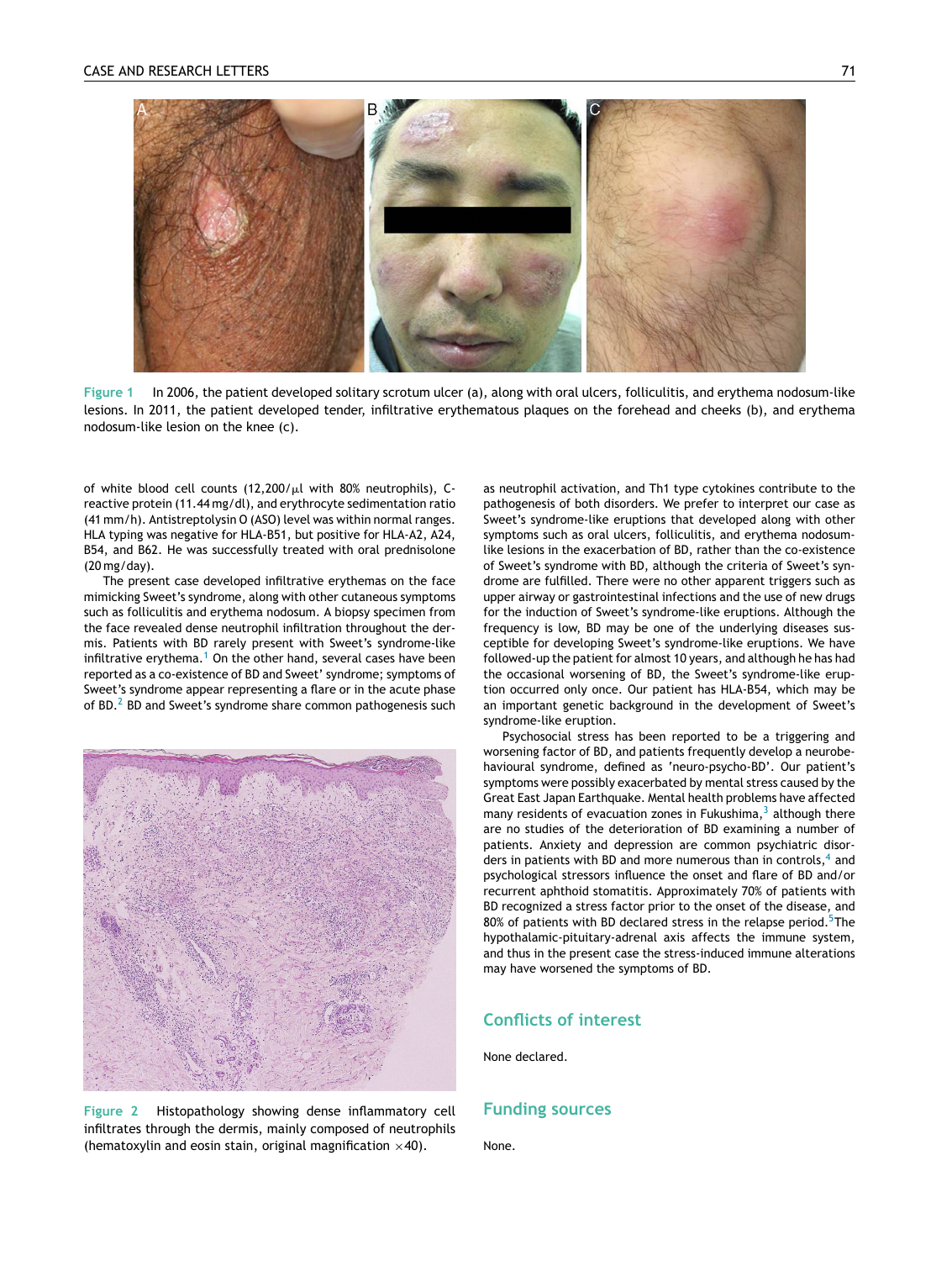Figure 1 In 2006, the patient developed solitary scrotum ulcer (a), along with oral ulcers, folliculitis, and erythema nodosum-like lesions. In 2011, the patient developed tender, infiltrative erythematous plaques on the forehead and cheeks (b), and erythema nodosum-like lesion on the knee (c).

of white blood cell counts (12,200/μl with 80% neutrophils), C-reactive protein (11.44 mg/dl), and erythrocyte sedimentation ratio (41 mm/h). Antistreptolysin O (ASO) level was within normal ranges. HLA typing was negative for HLA-B51, but positive for HLA-A2, A24, B54, and B62. He was successfully treated with oral prednisolone (20 mg/day).

The present case developed infiltrative erythemas on the face mimicking Sweet's syndrome, along with other cutaneous symptoms such as folliculitis and erythema nodosum. A biopsy specimen from the face revealed dense neutrophil infiltration throughout the dermis. Patients with BD rarely present with Sweet's syndrome-like infiltrative erythema.[1] On the other hand, several cases have been reported as a co-existence of BD and Sweet' syndrome; symptoms of Sweet's syndrome appear representing a flare or in the acute phase of BD.[2] BD and Sweet's syndrome share common pathogenesis such as neutrophil activation, and Th1 type cytokines contribute to the pathogenesis of both disorders. We prefer to interpret our case as Sweet's syndrome-like eruptions that developed along with other symptoms such as oral ulcers, folliculitis, and erythema nodosum-like lesions in the exacerbation of BD, rather than the co-existence of Sweet's syndrome with BD, although the criteria of Sweet's syndrome are fulfilled. There were no other apparent triggers such as upper airway or gastrointestinal infections and the use of new drugs for the induction of Sweet's syndrome-like eruptions. Although the frequency is low, BD may be one of the underlying diseases susceptible for developing Sweet's syndrome-like eruptions. We have followed-up the patient for almost 10 years, and although he has had the occasional worsening of BD, the Sweet's syndrome-like eruption occurred only once. Our patient has HLA-B54, which may be an important genetic background in the development of Sweet's syndrome-like eruption.

Psychosocial stress has been reported to be a triggering and worsening factor of BD, and patients frequently develop a neurobehavioural syndrome, defined as 'neuro-psycho-BD'. Our patient's symptoms were possibly exacerbated by mental stress caused by the Great East Japan Earthquake. Mental health problems have affected many residents of evacuation zones in Fukushima,[3] although there are no studies of the deterioration of BD examining a number of patients. Anxiety and depression are common psychiatric disorders in patients with BD and more numerous than in controls,[4] and psychological stressors influence the onset and flare of BD and/or recurrent aphthoid stomatitis. Approximately 70% of patients with BD recognized a stress factor prior to the onset of the disease, and 80% of patients with BD declared stress in the relapse period.[5] The hypothalamic-pituitary-adrenal axis affects the immune system, and thus in the present case the stress-induced immune alterations may have worsened the symptoms of BD.

Figure 2 Histopathology showing dense inflammatory cell infiltrates through the dermis, mainly composed of neutrophils (hematoxylin and eosin stain, original magnification ×40).

## Conflicts of interest

None declared.

## Funding sources

None.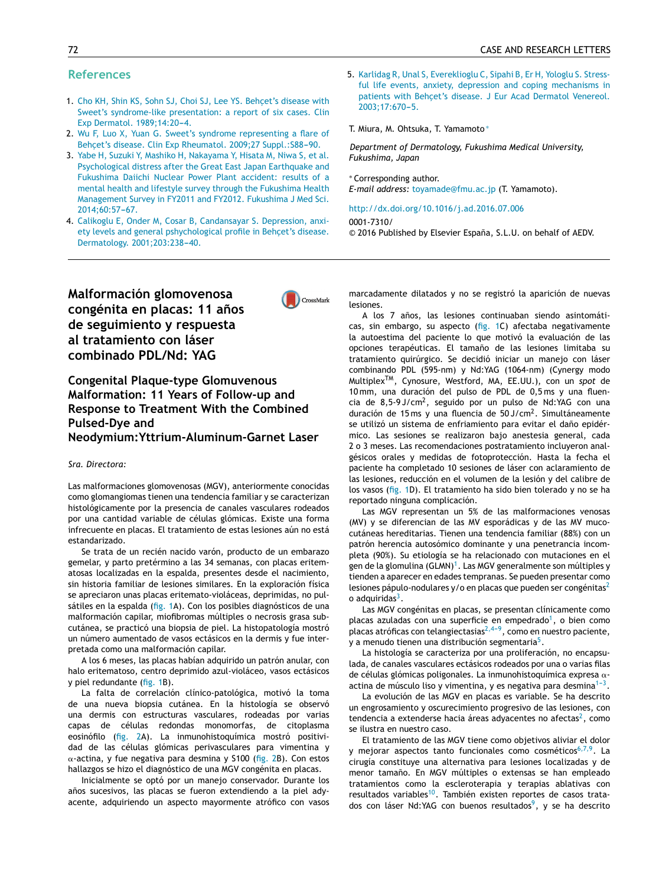## References

1. Cho KH, Shin KS, Sohn SJ, Choi SJ, Lee YS. Behçet's disease with Sweet's syndrome-like presentation: a report of six cases. Clin Exp Dermatol. 1989;14:20–4.
2. Wu F, Luo X, Yuan G. Sweet's syndrome representing a flare of Behçet's disease. Clin Exp Rheumatol. 2009;27 Suppl.:S88–90.
3. Yabe H, Suzuki Y, Mashiko H, Nakayama Y, Hisata M, Niwa S, et al. Psychological distress after the Great East Japan Earthquake and Fukushima Daiichi Nuclear Power Plant accident: results of a mental health and lifestyle survey through the Fukushima Health Management Survey in FY2011 and FY2012. Fukushima J Med Sci. 2014;60:57–67.
4. Calikoglu E, Onder M, Cosar B, Candansayar S. Depression, anxiety levels and general pshychological profile in Behçet's disease. Dermatology. 2001;203:238–40.
5. Karlidag R, Unal S, Evereklioglu C, Sipahi B, Er H, Yologlu S. Stressful life events, anxiety, depression and coping mechanisms in patients with Behçet's disease. J Eur Acad Dermatol Venereol. 2003;17:670–5.

T. Miura, M. Ohtsuka, T. Yamamoto*

*Department of Dermatology, Fukushima Medical University, Fukushima, Japan*

* Corresponding author.
*E-mail address:* toyamade@fmu.ac.jp (T. Yamamoto).

http://dx.doi.org/10.1016/j.ad.2016.07.006

0001-7310/
© 2016 Published by Elsevier España, S.L.U. on behalf of AEDV.

# Malformación glomovenosa congénita en placas: 11 años de seguimiento y respuesta al tratamiento con láser combinado PDL/Nd: YAG

# Congenital Plaque-type Glomuvenous Malformation: 11 Years of Follow-up and Response to Treatment With the Combined Pulsed-Dye and Neodymium:Yttrium-Aluminum-Garnet Laser

*Sra. Directora:*

Las malformaciones glomovenosas (MGV), anteriormente conocidas como glomangiomas tienen una tendencia familiar y se caracterizan histológicamente por la presencia de canales vasculares rodeados por una cantidad variable de células glómicas. Existe una forma infrecuente en placas. El tratamiento de estas lesiones aún no está estandarizado.

Se trata de un recién nacido varón, producto de un embarazo gemelar, y parto pretérmino a las 34 semanas, con placas eritematosas localizadas en la espalda, presentes desde el nacimiento, sin historia familiar de lesiones similares. En la exploración física se apreciaron unas placas eritemato-violáceas, deprimidas, no pulsátiles en la espalda (fig. 1A). Con los posibles diagnósticos de una malformación capilar, miofibromas múltiples o necrosis grasa subcutánea, se practicó una biopsia de piel. La histopatología mostró un número aumentado de vasos ectásicos en la dermis y fue interpretada como una malformación capilar.

A los 6 meses, las placas habían adquirido un patrón anular, con halo eritematoso, centro deprimido azul-violáceo, vasos ectásicos y piel redundante (fig. 1B).

La falta de correlación clínico-patológica, motivó la toma de una nueva biopsia cutánea. En la histología se observó una dermis con estructuras vasculares, rodeadas por varias capas de células redondas monomorfas, de citoplasma eosinófilo (fig. 2A). La inmunohistoquímica mostró positividad de las células glómicas perivasculares para vimentina y α-actina, y fue negativa para desmina y S100 (fig. 2B). Con estos hallazgos se hizo el diagnóstico de una MGV congénita en placas.

Inicialmente se optó por un manejo conservador. Durante los años sucesivos, las placas se fueron extendiendo a la piel adyacente, adquiriendo un aspecto mayormente atrófico con vasos marcadamente dilatados y no se registró la aparición de nuevas lesiones.

A los 7 años, las lesiones continuaban siendo asintomáticas, sin embargo, su aspecto (fig. 1C) afectaba negativamente la autoestima del paciente lo que motivó la evaluación de las opciones terapéuticas. El tamaño de las lesiones limitaba su tratamiento quirúrgico. Se decidió iniciar un manejo con láser combinado PDL (595-nm) y Nd:YAG (1064-nm) (Cynergy modo Multiplex™, Cynosure, Westford, MA, EE.UU.), con un *spot* de 10 mm, una duración del pulso de PDL de 0,5 ms y una fluencia de 8,5-9 J/cm$^2$, seguido por un pulso de Nd:YAG con una duración de 15 ms y una fluencia de 50 J/cm$^2$. Simultáneamente se utilizó un sistema de enfriamiento para evitar el daño epidérmico. Las sesiones se realizaron bajo anestesia general, cada 2 o 3 meses. Las recomendaciones postratamiento incluyeron analgésicos orales y medidas de fotoprotección. Hasta la fecha el paciente ha completado 10 sesiones de láser con aclaramiento de las lesiones, reducción en el volumen de la lesión y del calibre de los vasos (fig. 1D). El tratamiento ha sido bien tolerado y no se ha reportado ninguna complicación.

Las MGV representan un 5% de las malformaciones venosas (MV) y se diferencian de las MV esporádicas y de las MV mucocutáneas hereditarias. Tienen una tendencia familiar (88%) con un patrón herencia autosómico dominante y una penetrancia incompleta (90%). Su etiología se ha relacionado con mutaciones en el gen de la glomulina (GLMN)[1]. Las MGV generalmente son múltiples y tienden a aparecer en edades tempranas. Se pueden presentar como lesiones pápulo-nodulares y/o en placas que pueden ser congénitas[2] o adquiridas[3].

Las MGV congénitas en placas, se presentan clínicamente como placas azuladas con una superficie en empedrado[1], o bien como placas atróficas con telangiectasias[2,4–9], como en nuestro paciente, y a menudo tienen una distribución segmentaria[5].

La histología se caracteriza por una proliferación, no encapsulada, de canales vasculares ectásicos rodeados por una o varias filas de células glómicas poligonales. La inmunohistoquímica expresa α-actina de músculo liso y vimentina, y es negativa para desmina[1–3].

La evolución de las MGV en placas es variable. Se ha descrito un engrosamiento y oscurecimiento progresivo de las lesiones, con tendencia a extenderse hacia áreas adyacentes no afectas[2], como se ilustra en nuestro caso.

El tratamiento de las MGV tiene como objetivos aliviar el dolor y mejorar aspectos tanto funcionales como cosméticos[6,7,9]. La cirugía constituye una alternativa para lesiones localizadas y de menor tamaño. En MGV múltiples o extensas se han empleado tratamientos como la escleroterapia y terapias ablativas con resultados variables[10]. También existen reportes de casos tratados con láser Nd:YAG con buenos resultados[9], y se ha descrito